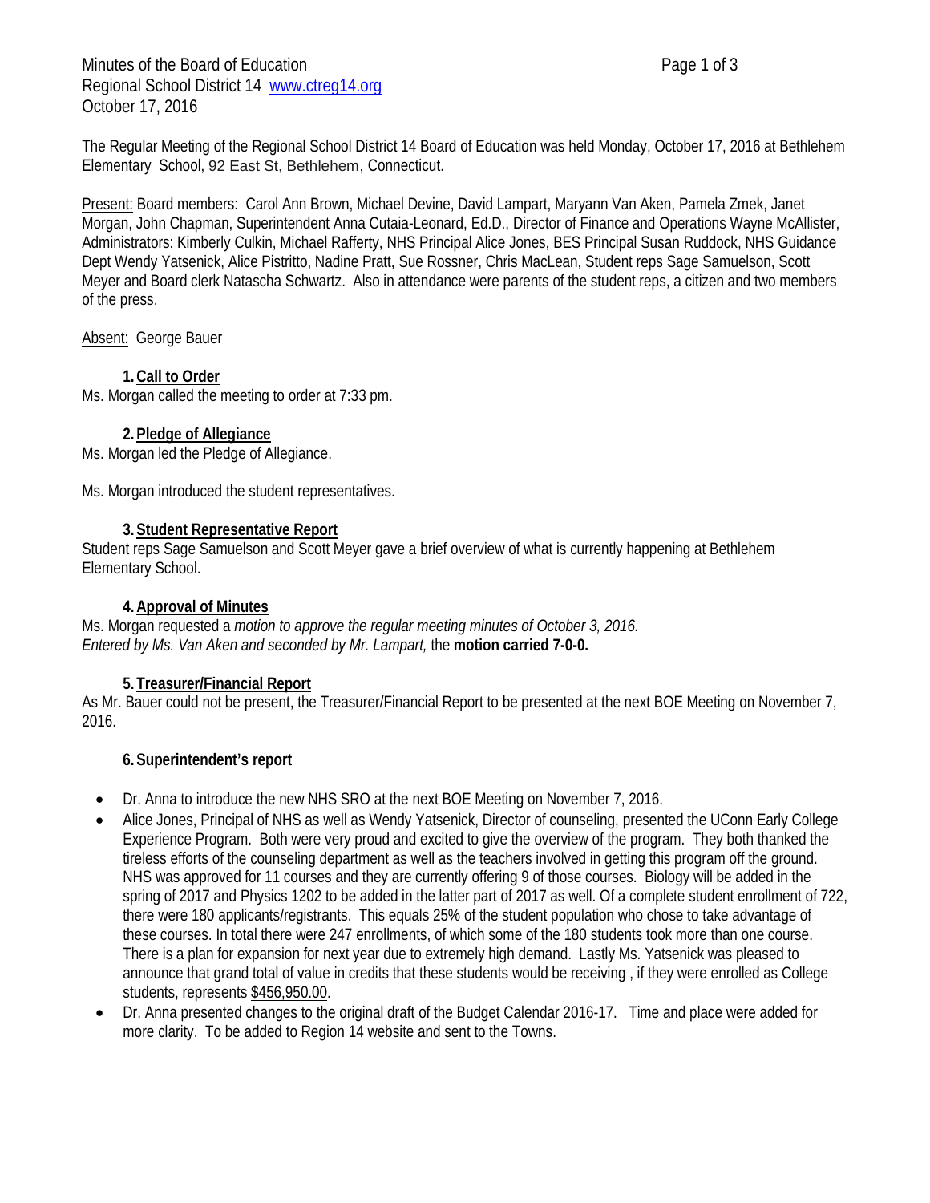Minutes of the Board of Education
Regional School District 14 www.ctreg14.org
October 17, 2016

The Regular Meeting of the Regional School District 14 Board of Education was held Monday, October 17, 2016 at Bethlehem Elementary School, 92 East St, Bethlehem, Connecticut.

Present: Board members: Carol Ann Brown, Michael Devine, David Lampart, Maryann Van Aken, Pamela Zmek, Janet Morgan, John Chapman, Superintendent Anna Cutaia-Leonard, Ed.D., Director of Finance and Operations Wayne McAllister, Administrators: Kimberly Culkin, Michael Rafferty, NHS Principal Alice Jones, BES Principal Susan Ruddock, NHS Guidance Dept Wendy Yatsenick, Alice Pistritto, Nadine Pratt, Sue Rossner, Chris MacLean, Student reps Sage Samuelson, Scott Meyer and Board clerk Natascha Schwartz. Also in attendance were parents of the student reps, a citizen and two members of the press.

Absent: George Bauer

1. **Call to Order**

Ms. Morgan called the meeting to order at 7:33 pm.

2. **Pledge of Allegiance**

Ms. Morgan led the Pledge of Allegiance.

Ms. Morgan introduced the student representatives.

3. **Student Representative Report**

Student reps Sage Samuelson and Scott Meyer gave a brief overview of what is currently happening at Bethlehem Elementary School.

4. **Approval of Minutes**

Ms. Morgan requested a *motion to approve the regular meeting minutes of October 3, 2016. Entered by Ms. Van Aken and seconded by Mr. Lampart,* the **motion carried 7-0-0.**

5. **Treasurer/Financial Report**

As Mr. Bauer could not be present, the Treasurer/Financial Report to be presented at the next BOE Meeting on November 7, 2016.

6. **Superintendent's report**

- Dr. Anna to introduce the new NHS SRO at the next BOE Meeting on November 7, 2016.
- Alice Jones, Principal of NHS as well as Wendy Yatsenick, Director of counseling, presented the UConn Early College Experience Program. Both were very proud and excited to give the overview of the program. They both thanked the tireless efforts of the counseling department as well as the teachers involved in getting this program off the ground. NHS was approved for 11 courses and they are currently offering 9 of those courses. Biology will be added in the spring of 2017 and Physics 1202 to be added in the latter part of 2017 as well. Of a complete student enrollment of 722, there were 180 applicants/registrants. This equals 25% of the student population who chose to take advantage of these courses. In total there were 247 enrollments, of which some of the 180 students took more than one course. There is a plan for expansion for next year due to extremely high demand. Lastly Ms. Yatsenick was pleased to announce that grand total of value in credits that these students would be receiving , if they were enrolled as College students, represents $456,950.00.
- Dr. Anna presented changes to the original draft of the Budget Calendar 2016-17. Time and place were added for more clarity. To be added to Region 14 website and sent to the Towns.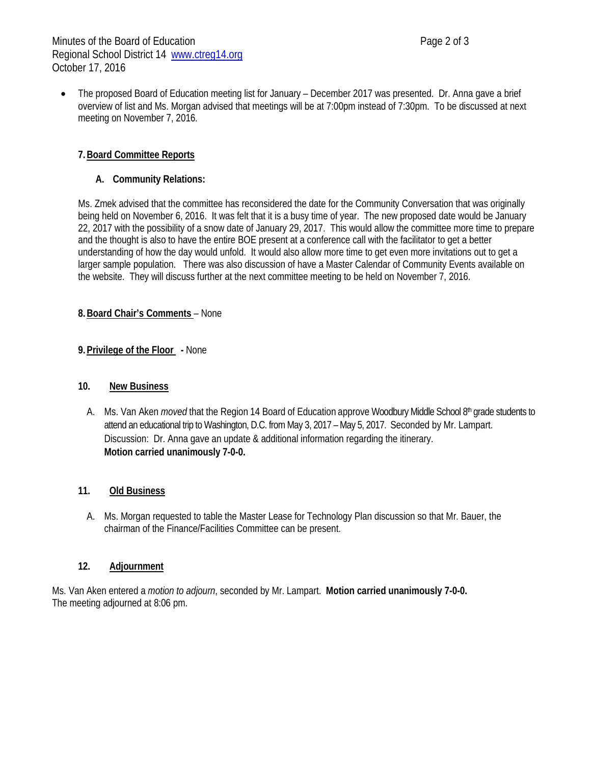- The proposed Board of Education meeting list for January – December 2017 was presented. Dr. Anna gave a brief overview of list and Ms. Morgan advised that meetings will be at 7:00pm instead of 7:30pm. To be discussed at next meeting on November 7, 2016.

**7. Board Committee Reports**

**A. Community Relations:**

Ms. Zmek advised that the committee has reconsidered the date for the Community Conversation that was originally being held on November 6, 2016. It was felt that it is a busy time of year. The new proposed date would be January 22, 2017 with the possibility of a snow date of January 29, 2017. This would allow the committee more time to prepare and the thought is also to have the entire BOE present at a conference call with the facilitator to get a better understanding of how the day would unfold. It would also allow more time to get even more invitations out to get a larger sample population. There was also discussion of have a Master Calendar of Community Events available on the website. They will discuss further at the next committee meeting to be held on November 7, 2016.

**8. Board Chair's Comments** – None

**9. Privilege of the Floor** - None

**10. New Business**

A. Ms. Van Aken *moved* that the Region 14 Board of Education approve Woodbury Middle School 8th grade students to attend an educational trip to Washington, D.C. from May 3, 2017 – May 5, 2017. Seconded by Mr. Lampart. Discussion: Dr. Anna gave an update & additional information regarding the itinerary. **Motion carried unanimously 7-0-0.**

**11. Old Business**

A. Ms. Morgan requested to table the Master Lease for Technology Plan discussion so that Mr. Bauer, the chairman of the Finance/Facilities Committee can be present.

**12. Adjournment**

Ms. Van Aken entered a *motion to adjourn*, seconded by Mr. Lampart. **Motion carried unanimously 7-0-0.**
The meeting adjourned at 8:06 pm.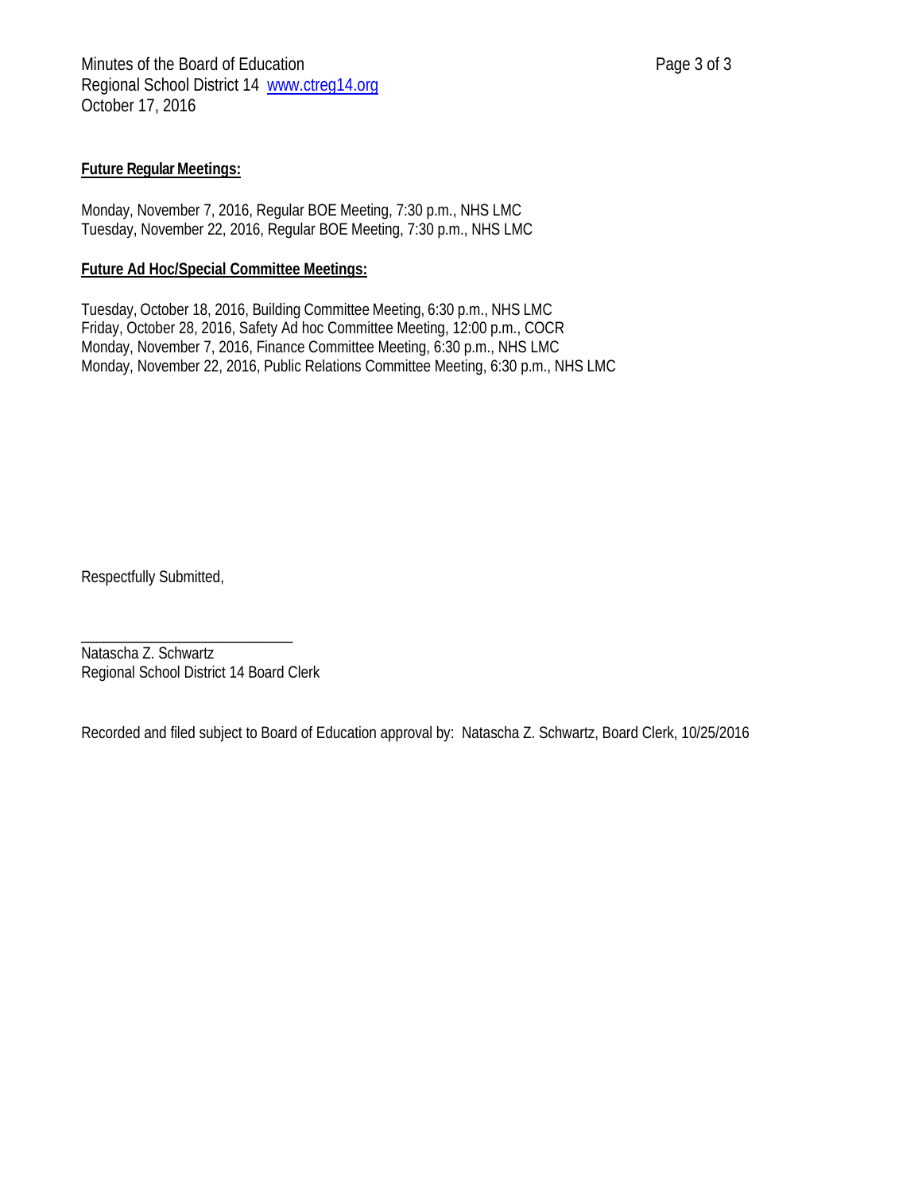**Future Regular Meetings:**

Monday, November 7, 2016, Regular BOE Meeting, 7:30 p.m., NHS LMC
Tuesday, November 22, 2016, Regular BOE Meeting, 7:30 p.m., NHS LMC

**Future Ad Hoc/Special Committee Meetings:**

Tuesday, October 18, 2016, Building Committee Meeting, 6:30 p.m., NHS LMC
Friday, October 28, 2016, Safety Ad hoc Committee Meeting, 12:00 p.m., COCR
Monday, November 7, 2016, Finance Committee Meeting, 6:30 p.m., NHS LMC
Monday, November 22, 2016, Public Relations Committee Meeting, 6:30 p.m., NHS LMC

Respectfully Submitted,

___________________________
Natascha Z. Schwartz
Regional School District 14 Board Clerk

Recorded and filed subject to Board of Education approval by: Natascha Z. Schwartz, Board Clerk, 10/25/2016